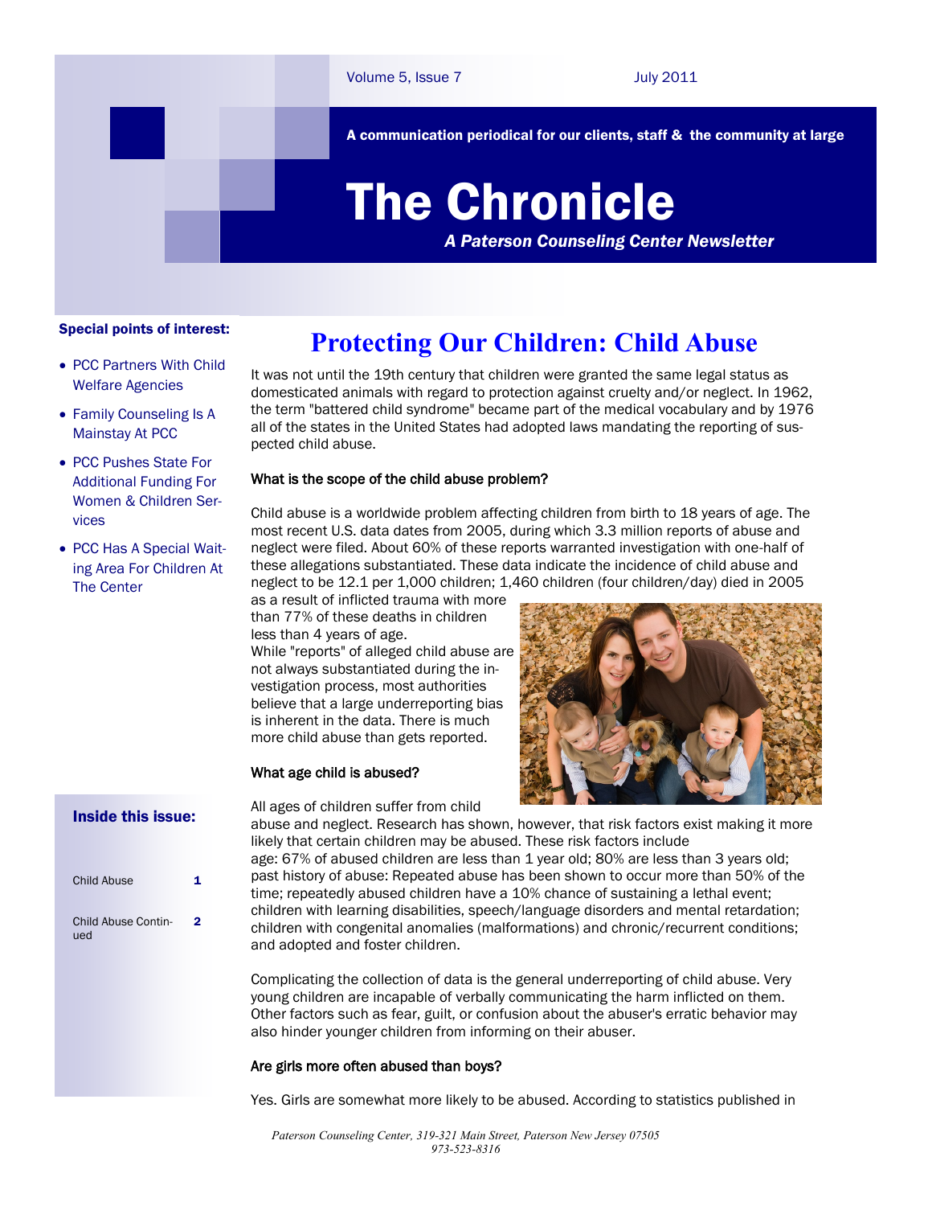# The Chronicle

*A Paterson Counseling Center Newsletter*

A communication periodical for our clients, staff & the community at large

Volume 5, Issue 7 — July 2011

**Special points of interest:**

- PCC Partners With Child Welfare Agencies
- Family Counseling Is A Mainstay At PCC
- PCC Pushes State For Additional Funding For Women & Children Services
- PCC Has A Special Waiting Area For Children At The Center

**Inside this issue:**

| | |
|---|---|
| Child Abuse | 1 |
| Child Abuse Continued | 2 |

## Protecting Our Children: Child Abuse

It was not until the 19th century that children were granted the same legal status as domesticated animals with regard to protection against cruelty and/or neglect. In 1962, the term "battered child syndrome" became part of the medical vocabulary and by 1976 all of the states in the United States had adopted laws mandating the reporting of suspected child abuse.

### What is the scope of the child abuse problem?

Child abuse is a worldwide problem affecting children from birth to 18 years of age. The most recent U.S. data dates from 2005, during which 3.3 million reports of abuse and neglect were filed. About 60% of these reports warranted investigation with one-half of these allegations substantiated. These data indicate the incidence of child abuse and neglect to be 12.1 per 1,000 children; 1,460 children (four children/day) died in 2005 as a result of inflicted trauma with more than 77% of these deaths in children less than 4 years of age.

While "reports" of alleged child abuse are not always substantiated during the investigation process, most authorities believe that a large underreporting bias is inherent in the data. There is much more child abuse than gets reported.

### What age child is abused?

All ages of children suffer from child abuse and neglect. Research has shown, however, that risk factors exist making it more likely that certain children may be abused. These risk factors include age: 67% of abused children are less than 1 year old; 80% are less than 3 years old; past history of abuse: Repeated abuse has been shown to occur more than 50% of the time; repeatedly abused children have a 10% chance of sustaining a lethal event; children with learning disabilities, speech/language disorders and mental retardation; children with congenital anomalies (malformations) and chronic/recurrent conditions; and adopted and foster children.

Complicating the collection of data is the general underreporting of child abuse. Very young children are incapable of verbally communicating the harm inflicted on them. Other factors such as fear, guilt, or confusion about the abuser's erratic behavior may also hinder younger children from informing on their abuser.

### Are girls more often abused than boys?

Yes. Girls are somewhat more likely to be abused. According to statistics published in

*Paterson Counseling Center, 319-321 Main Street, Paterson New Jersey 07505*
*973-523-8316*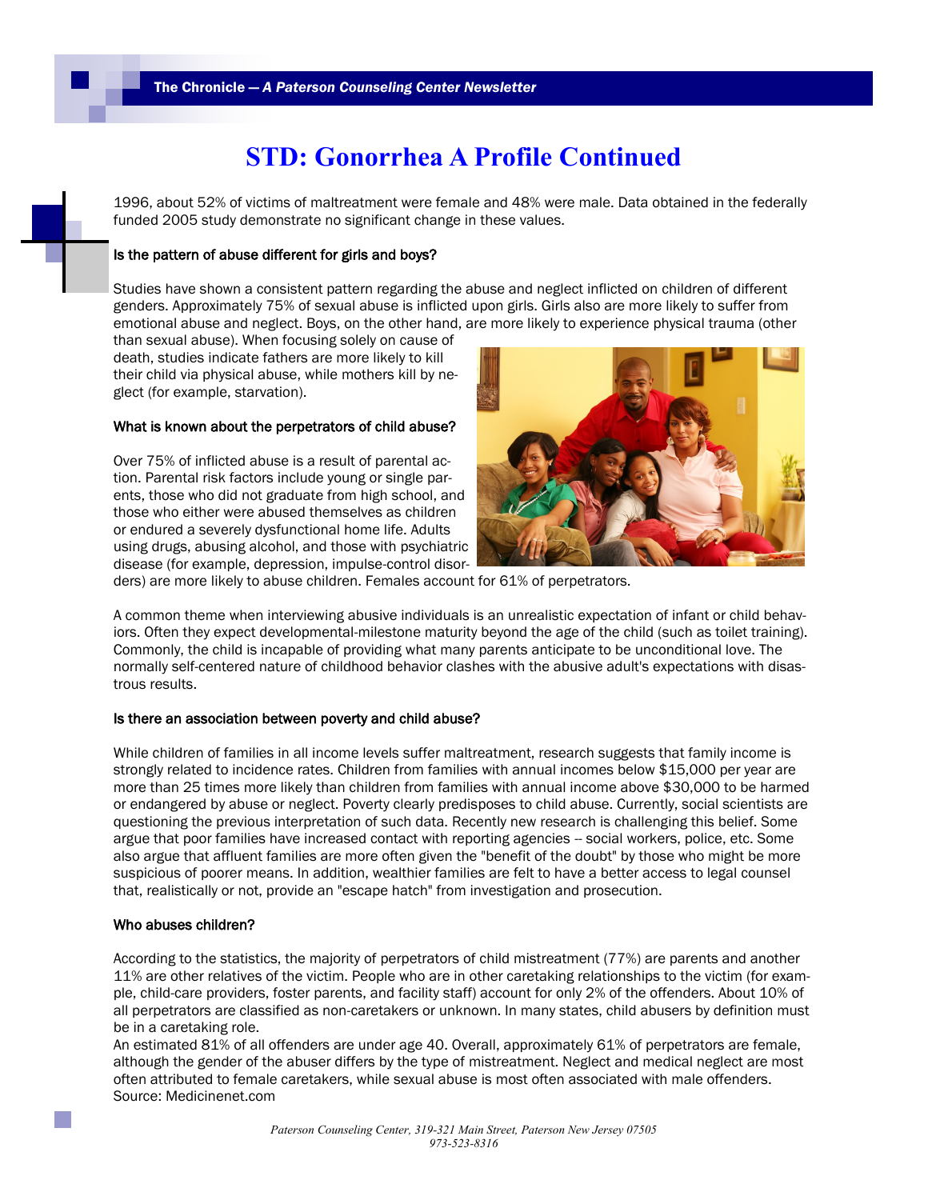# STD: Gonorrhea A Profile Continued

1996, about 52% of victims of maltreatment were female and 48% were male. Data obtained in the federally funded 2005 study demonstrate no significant change in these values.

**Is the pattern of abuse different for girls and boys?**

Studies have shown a consistent pattern regarding the abuse and neglect inflicted on children of different genders. Approximately 75% of sexual abuse is inflicted upon girls. Girls also are more likely to suffer from emotional abuse and neglect. Boys, on the other hand, are more likely to experience physical trauma (other than sexual abuse). When focusing solely on cause of death, studies indicate fathers are more likely to kill their child via physical abuse, while mothers kill by neglect (for example, starvation).

**What is known about the perpetrators of child abuse?**

Over 75% of inflicted abuse is a result of parental action. Parental risk factors include young or single parents, those who did not graduate from high school, and those who either were abused themselves as children or endured a severely dysfunctional home life. Adults using drugs, abusing alcohol, and those with psychiatric disease (for example, depression, impulse-control disorders) are more likely to abuse children. Females account for 61% of perpetrators.

A common theme when interviewing abusive individuals is an unrealistic expectation of infant or child behaviors. Often they expect developmental-milestone maturity beyond the age of the child (such as toilet training). Commonly, the child is incapable of providing what many parents anticipate to be unconditional love. The normally self-centered nature of childhood behavior clashes with the abusive adult's expectations with disastrous results.

**Is there an association between poverty and child abuse?**

While children of families in all income levels suffer maltreatment, research suggests that family income is strongly related to incidence rates. Children from families with annual incomes below $15,000 per year are more than 25 times more likely than children from families with annual income above $30,000 to be harmed or endangered by abuse or neglect. Poverty clearly predisposes to child abuse. Currently, social scientists are questioning the previous interpretation of such data. Recently new research is challenging this belief. Some argue that poor families have increased contact with reporting agencies -- social workers, police, etc. Some also argue that affluent families are more often given the "benefit of the doubt" by those who might be more suspicious of poorer means. In addition, wealthier families are felt to have a better access to legal counsel that, realistically or not, provide an "escape hatch" from investigation and prosecution.

**Who abuses children?**

According to the statistics, the majority of perpetrators of child mistreatment (77%) are parents and another 11% are other relatives of the victim. People who are in other caretaking relationships to the victim (for example, child-care providers, foster parents, and facility staff) account for only 2% of the offenders. About 10% of all perpetrators are classified as non-caretakers or unknown. In many states, child abusers by definition must be in a caretaking role.

An estimated 81% of all offenders are under age 40. Overall, approximately 61% of perpetrators are female, although the gender of the abuser differs by the type of mistreatment. Neglect and medical neglect are most often attributed to female caretakers, while sexual abuse is most often associated with male offenders.

Source: Medicinenet.com

*Paterson Counseling Center, 319-321 Main Street, Paterson New Jersey 07505*
*973-523-8316*